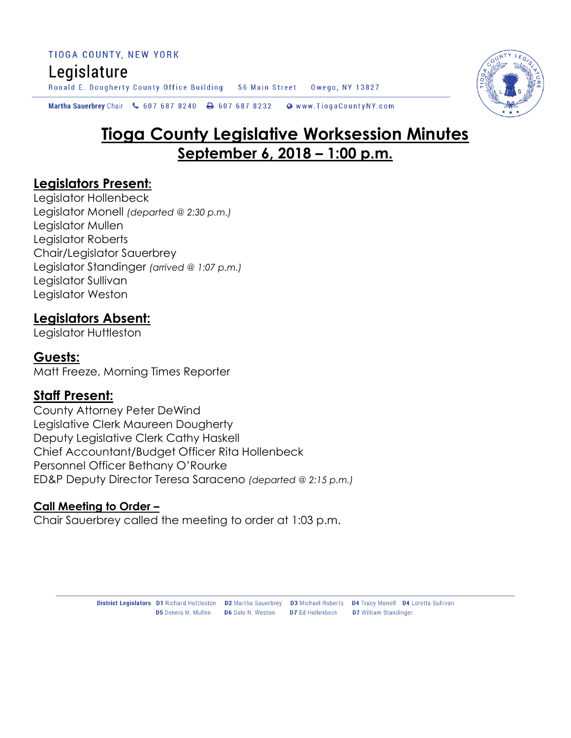TIOGA COUNTY, NEW YORK

Legislature

Ronald E. Dougherty County Office Building 56 Main Street Owego, NY 13827

Martha Sauerbrey Chair 607 687 8240 607 687 8232 www.TiogaCountyNY.com

# Tioga County Legislative Worksession Minutes

## September 6, 2018 – 1:00 p.m.

### Legislators Present:

Legislator Hollenbeck
Legislator Monell *(departed @ 2:30 p.m.)*
Legislator Mullen
Legislator Roberts
Chair/Legislator Sauerbrey
Legislator Standinger *(arrived @ 1:07 p.m.)*
Legislator Sullivan
Legislator Weston

### Legislators Absent:

Legislator Huttleston

### Guests:

Matt Freeze, Morning Times Reporter

### Staff Present:

County Attorney Peter DeWind
Legislative Clerk Maureen Dougherty
Deputy Legislative Clerk Cathy Haskell
Chief Accountant/Budget Officer Rita Hollenbeck
Personnel Officer Bethany O'Rourke
ED&P Deputy Director Teresa Saraceno *(departed @ 2:15 p.m.)*

**Call Meeting to Order –**

Chair Sauerbrey called the meeting to order at 1:03 p.m.

**District Legislators** D1 Richard Huttleston D2 Martha Sauerbrey D3 Michael Roberts D4 Tracy Monell D4 Loretta Sullivan D5 Dennis M. Mullen D6 Dale N. Weston D7 Ed Hollenbeck D7 William Standinger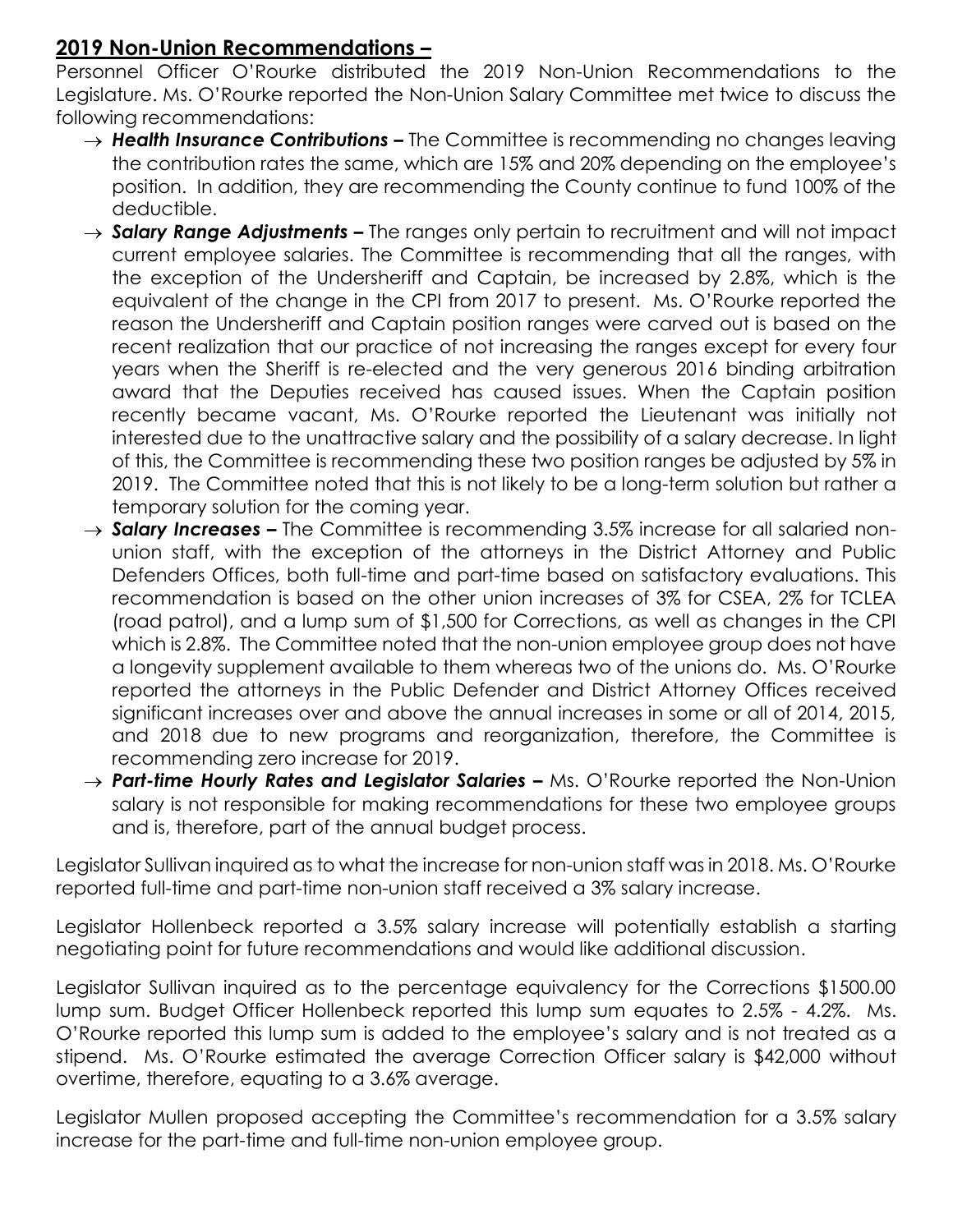## **2019 Non-Union Recommendations –**

Personnel Officer O'Rourke distributed the 2019 Non-Union Recommendations to the Legislature. Ms. O'Rourke reported the Non-Union Salary Committee met twice to discuss the following recommendations:

- → ***Health Insurance Contributions –*** The Committee is recommending no changes leaving the contribution rates the same, which are 15% and 20% depending on the employee's position. In addition, they are recommending the County continue to fund 100% of the deductible.
- → ***Salary Range Adjustments –*** The ranges only pertain to recruitment and will not impact current employee salaries. The Committee is recommending that all the ranges, with the exception of the Undersheriff and Captain, be increased by 2.8%, which is the equivalent of the change in the CPI from 2017 to present. Ms. O'Rourke reported the reason the Undersheriff and Captain position ranges were carved out is based on the recent realization that our practice of not increasing the ranges except for every four years when the Sheriff is re-elected and the very generous 2016 binding arbitration award that the Deputies received has caused issues. When the Captain position recently became vacant, Ms. O'Rourke reported the Lieutenant was initially not interested due to the unattractive salary and the possibility of a salary decrease. In light of this, the Committee is recommending these two position ranges be adjusted by 5% in 2019. The Committee noted that this is not likely to be a long-term solution but rather a temporary solution for the coming year.
- → ***Salary Increases –*** The Committee is recommending 3.5% increase for all salaried non-union staff, with the exception of the attorneys in the District Attorney and Public Defenders Offices, both full-time and part-time based on satisfactory evaluations. This recommendation is based on the other union increases of 3% for CSEA, 2% for TCLEA (road patrol), and a lump sum of $1,500 for Corrections, as well as changes in the CPI which is 2.8%. The Committee noted that the non-union employee group does not have a longevity supplement available to them whereas two of the unions do. Ms. O'Rourke reported the attorneys in the Public Defender and District Attorney Offices received significant increases over and above the annual increases in some or all of 2014, 2015, and 2018 due to new programs and reorganization, therefore, the Committee is recommending zero increase for 2019.
- → ***Part-time Hourly Rates and Legislator Salaries –*** Ms. O'Rourke reported the Non-Union salary is not responsible for making recommendations for these two employee groups and is, therefore, part of the annual budget process.

Legislator Sullivan inquired as to what the increase for non-union staff was in 2018. Ms. O'Rourke reported full-time and part-time non-union staff received a 3% salary increase.

Legislator Hollenbeck reported a 3.5% salary increase will potentially establish a starting negotiating point for future recommendations and would like additional discussion.

Legislator Sullivan inquired as to the percentage equivalency for the Corrections $1500.00 lump sum. Budget Officer Hollenbeck reported this lump sum equates to 2.5% - 4.2%. Ms. O'Rourke reported this lump sum is added to the employee's salary and is not treated as a stipend. Ms. O'Rourke estimated the average Correction Officer salary is $42,000 without overtime, therefore, equating to a 3.6% average.

Legislator Mullen proposed accepting the Committee's recommendation for a 3.5% salary increase for the part-time and full-time non-union employee group.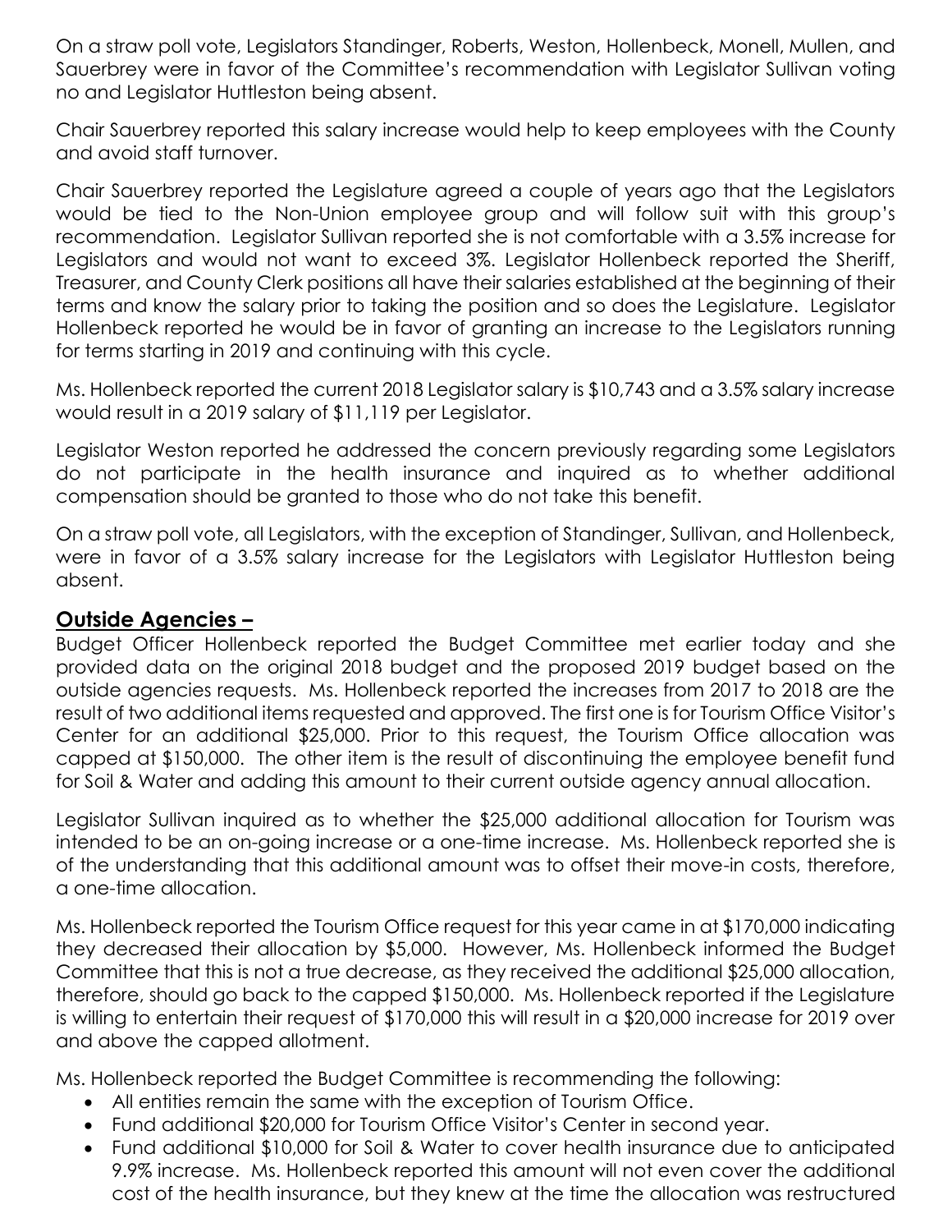On a straw poll vote, Legislators Standinger, Roberts, Weston, Hollenbeck, Monell, Mullen, and Sauerbrey were in favor of the Committee's recommendation with Legislator Sullivan voting no and Legislator Huttleston being absent.

Chair Sauerbrey reported this salary increase would help to keep employees with the County and avoid staff turnover.

Chair Sauerbrey reported the Legislature agreed a couple of years ago that the Legislators would be tied to the Non-Union employee group and will follow suit with this group's recommendation. Legislator Sullivan reported she is not comfortable with a 3.5% increase for Legislators and would not want to exceed 3%. Legislator Hollenbeck reported the Sheriff, Treasurer, and County Clerk positions all have their salaries established at the beginning of their terms and know the salary prior to taking the position and so does the Legislature. Legislator Hollenbeck reported he would be in favor of granting an increase to the Legislators running for terms starting in 2019 and continuing with this cycle.

Ms. Hollenbeck reported the current 2018 Legislator salary is $10,743 and a 3.5% salary increase would result in a 2019 salary of $11,119 per Legislator.

Legislator Weston reported he addressed the concern previously regarding some Legislators do not participate in the health insurance and inquired as to whether additional compensation should be granted to those who do not take this benefit.

On a straw poll vote, all Legislators, with the exception of Standinger, Sullivan, and Hollenbeck, were in favor of a 3.5% salary increase for the Legislators with Legislator Huttleston being absent.

## Outside Agencies –

Budget Officer Hollenbeck reported the Budget Committee met earlier today and she provided data on the original 2018 budget and the proposed 2019 budget based on the outside agencies requests. Ms. Hollenbeck reported the increases from 2017 to 2018 are the result of two additional items requested and approved. The first one is for Tourism Office Visitor's Center for an additional $25,000. Prior to this request, the Tourism Office allocation was capped at $150,000. The other item is the result of discontinuing the employee benefit fund for Soil & Water and adding this amount to their current outside agency annual allocation.

Legislator Sullivan inquired as to whether the $25,000 additional allocation for Tourism was intended to be an on-going increase or a one-time increase. Ms. Hollenbeck reported she is of the understanding that this additional amount was to offset their move-in costs, therefore, a one-time allocation.

Ms. Hollenbeck reported the Tourism Office request for this year came in at $170,000 indicating they decreased their allocation by $5,000. However, Ms. Hollenbeck informed the Budget Committee that this is not a true decrease, as they received the additional $25,000 allocation, therefore, should go back to the capped $150,000. Ms. Hollenbeck reported if the Legislature is willing to entertain their request of $170,000 this will result in a $20,000 increase for 2019 over and above the capped allotment.

Ms. Hollenbeck reported the Budget Committee is recommending the following:

- All entities remain the same with the exception of Tourism Office.
- Fund additional $20,000 for Tourism Office Visitor's Center in second year.
- Fund additional $10,000 for Soil & Water to cover health insurance due to anticipated 9.9% increase. Ms. Hollenbeck reported this amount will not even cover the additional cost of the health insurance, but they knew at the time the allocation was restructured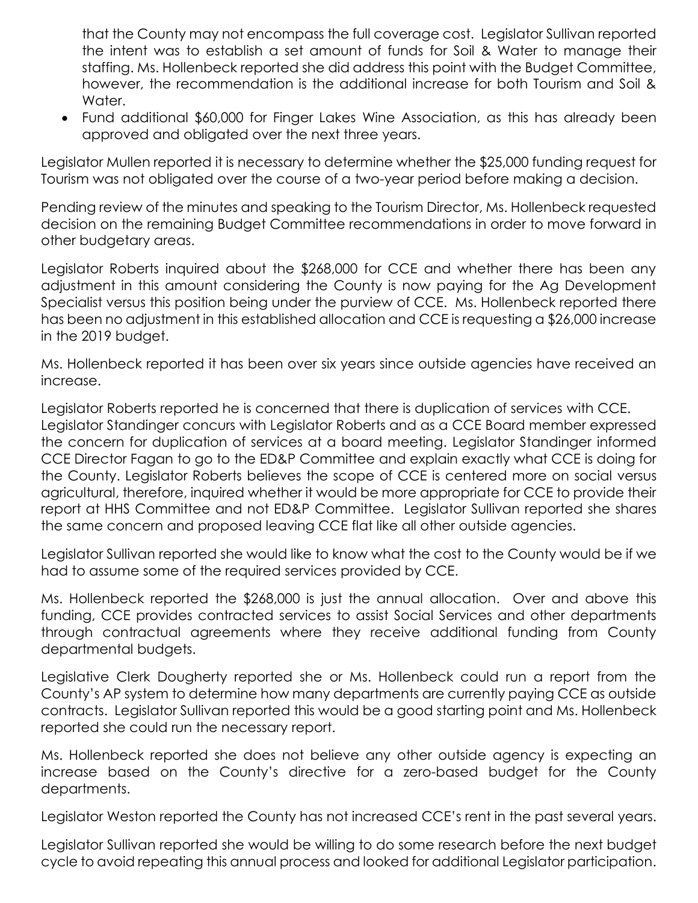that the County may not encompass the full coverage cost. Legislator Sullivan reported the intent was to establish a set amount of funds for Soil & Water to manage their staffing. Ms. Hollenbeck reported she did address this point with the Budget Committee, however, the recommendation is the additional increase for both Tourism and Soil & Water.

- Fund additional $60,000 for Finger Lakes Wine Association, as this has already been approved and obligated over the next three years.

Legislator Mullen reported it is necessary to determine whether the $25,000 funding request for Tourism was not obligated over the course of a two-year period before making a decision.

Pending review of the minutes and speaking to the Tourism Director, Ms. Hollenbeck requested decision on the remaining Budget Committee recommendations in order to move forward in other budgetary areas.

Legislator Roberts inquired about the $268,000 for CCE and whether there has been any adjustment in this amount considering the County is now paying for the Ag Development Specialist versus this position being under the purview of CCE. Ms. Hollenbeck reported there has been no adjustment in this established allocation and CCE is requesting a $26,000 increase in the 2019 budget.

Ms. Hollenbeck reported it has been over six years since outside agencies have received an increase.

Legislator Roberts reported he is concerned that there is duplication of services with CCE. Legislator Standinger concurs with Legislator Roberts and as a CCE Board member expressed the concern for duplication of services at a board meeting. Legislator Standinger informed CCE Director Fagan to go to the ED&P Committee and explain exactly what CCE is doing for the County. Legislator Roberts believes the scope of CCE is centered more on social versus agricultural, therefore, inquired whether it would be more appropriate for CCE to provide their report at HHS Committee and not ED&P Committee. Legislator Sullivan reported she shares the same concern and proposed leaving CCE flat like all other outside agencies.

Legislator Sullivan reported she would like to know what the cost to the County would be if we had to assume some of the required services provided by CCE.

Ms. Hollenbeck reported the $268,000 is just the annual allocation. Over and above this funding, CCE provides contracted services to assist Social Services and other departments through contractual agreements where they receive additional funding from County departmental budgets.

Legislative Clerk Dougherty reported she or Ms. Hollenbeck could run a report from the County's AP system to determine how many departments are currently paying CCE as outside contracts. Legislator Sullivan reported this would be a good starting point and Ms. Hollenbeck reported she could run the necessary report.

Ms. Hollenbeck reported she does not believe any other outside agency is expecting an increase based on the County's directive for a zero-based budget for the County departments.

Legislator Weston reported the County has not increased CCE's rent in the past several years.

Legislator Sullivan reported she would be willing to do some research before the next budget cycle to avoid repeating this annual process and looked for additional Legislator participation.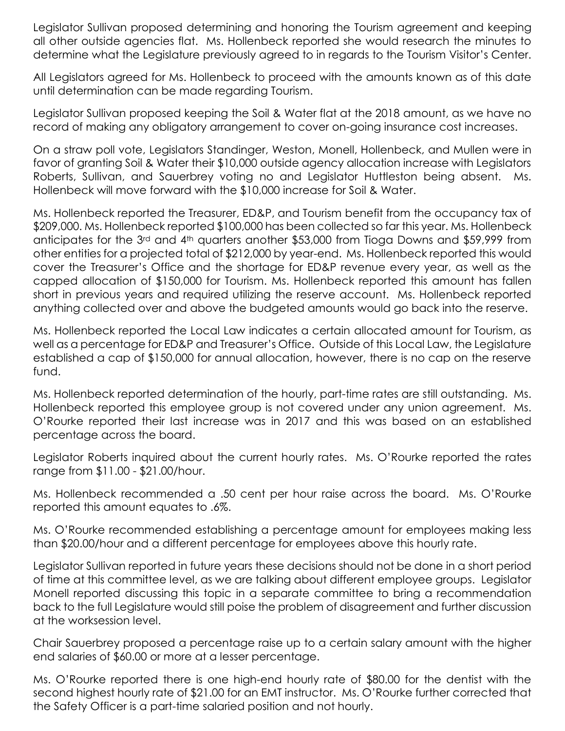Legislator Sullivan proposed determining and honoring the Tourism agreement and keeping all other outside agencies flat. Ms. Hollenbeck reported she would research the minutes to determine what the Legislature previously agreed to in regards to the Tourism Visitor's Center.

All Legislators agreed for Ms. Hollenbeck to proceed with the amounts known as of this date until determination can be made regarding Tourism.

Legislator Sullivan proposed keeping the Soil & Water flat at the 2018 amount, as we have no record of making any obligatory arrangement to cover on-going insurance cost increases.

On a straw poll vote, Legislators Standinger, Weston, Monell, Hollenbeck, and Mullen were in favor of granting Soil & Water their $10,000 outside agency allocation increase with Legislators Roberts, Sullivan, and Sauerbrey voting no and Legislator Huttleston being absent. Ms. Hollenbeck will move forward with the $10,000 increase for Soil & Water.

Ms. Hollenbeck reported the Treasurer, ED&P, and Tourism benefit from the occupancy tax of $209,000. Ms. Hollenbeck reported $100,000 has been collected so far this year. Ms. Hollenbeck anticipates for the 3rd and 4th quarters another $53,000 from Tioga Downs and $59,999 from other entities for a projected total of $212,000 by year-end. Ms. Hollenbeck reported this would cover the Treasurer's Office and the shortage for ED&P revenue every year, as well as the capped allocation of $150,000 for Tourism. Ms. Hollenbeck reported this amount has fallen short in previous years and required utilizing the reserve account. Ms. Hollenbeck reported anything collected over and above the budgeted amounts would go back into the reserve.

Ms. Hollenbeck reported the Local Law indicates a certain allocated amount for Tourism, as well as a percentage for ED&P and Treasurer's Office. Outside of this Local Law, the Legislature established a cap of $150,000 for annual allocation, however, there is no cap on the reserve fund.

Ms. Hollenbeck reported determination of the hourly, part-time rates are still outstanding. Ms. Hollenbeck reported this employee group is not covered under any union agreement. Ms. O'Rourke reported their last increase was in 2017 and this was based on an established percentage across the board.

Legislator Roberts inquired about the current hourly rates. Ms. O'Rourke reported the rates range from $11.00 - $21.00/hour.

Ms. Hollenbeck recommended a .50 cent per hour raise across the board. Ms. O'Rourke reported this amount equates to .6%.

Ms. O'Rourke recommended establishing a percentage amount for employees making less than $20.00/hour and a different percentage for employees above this hourly rate.

Legislator Sullivan reported in future years these decisions should not be done in a short period of time at this committee level, as we are talking about different employee groups. Legislator Monell reported discussing this topic in a separate committee to bring a recommendation back to the full Legislature would still poise the problem of disagreement and further discussion at the worksession level.

Chair Sauerbrey proposed a percentage raise up to a certain salary amount with the higher end salaries of $60.00 or more at a lesser percentage.

Ms. O'Rourke reported there is one high-end hourly rate of $80.00 for the dentist with the second highest hourly rate of $21.00 for an EMT instructor. Ms. O'Rourke further corrected that the Safety Officer is a part-time salaried position and not hourly.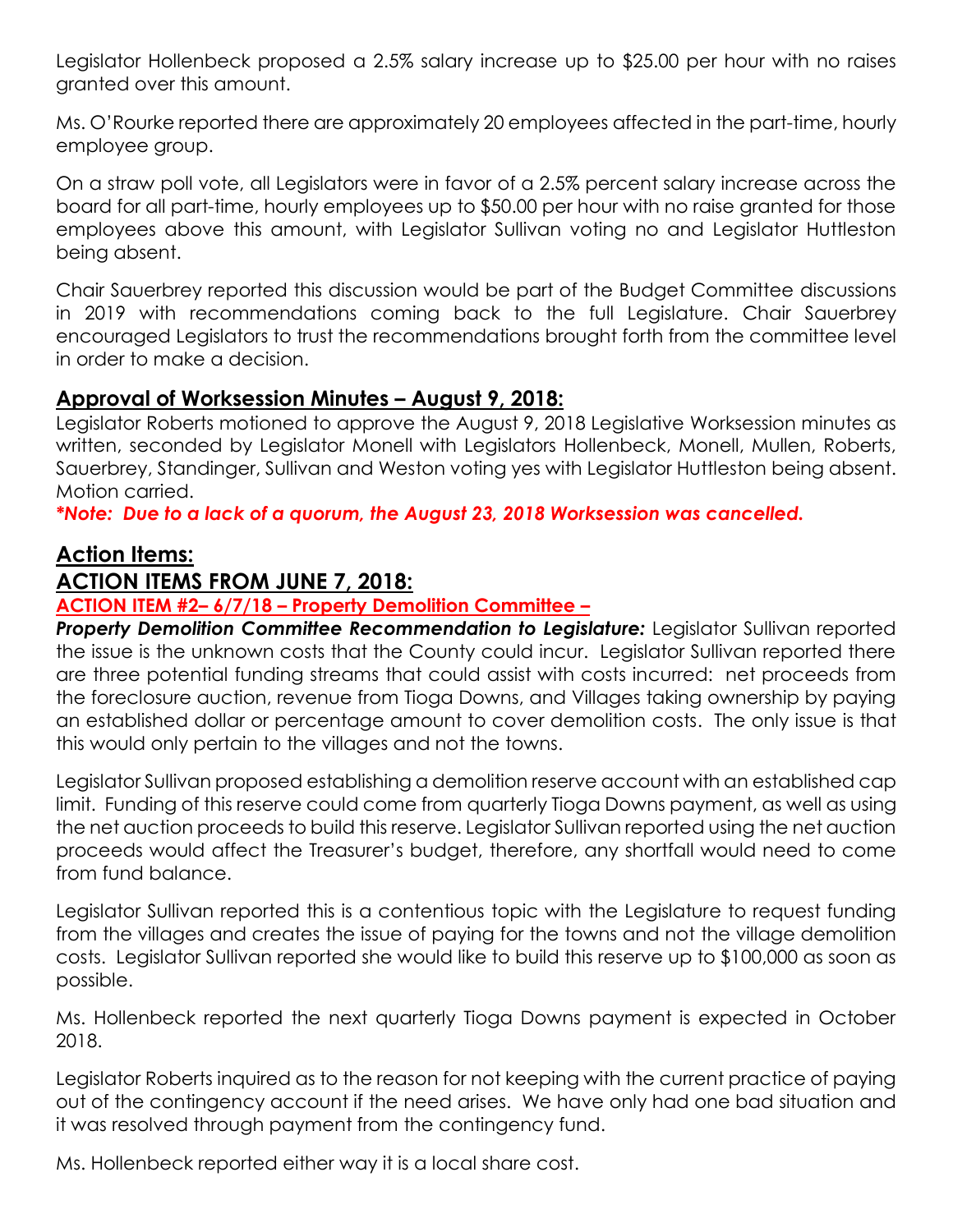Legislator Hollenbeck proposed a 2.5% salary increase up to $25.00 per hour with no raises granted over this amount.

Ms. O'Rourke reported there are approximately 20 employees affected in the part-time, hourly employee group.

On a straw poll vote, all Legislators were in favor of a 2.5% percent salary increase across the board for all part-time, hourly employees up to $50.00 per hour with no raise granted for those employees above this amount, with Legislator Sullivan voting no and Legislator Huttleston being absent.

Chair Sauerbrey reported this discussion would be part of the Budget Committee discussions in 2019 with recommendations coming back to the full Legislature. Chair Sauerbrey encouraged Legislators to trust the recommendations brought forth from the committee level in order to make a decision.

## Approval of Worksession Minutes – August 9, 2018:

Legislator Roberts motioned to approve the August 9, 2018 Legislative Worksession minutes as written, seconded by Legislator Monell with Legislators Hollenbeck, Monell, Mullen, Roberts, Sauerbrey, Standinger, Sullivan and Weston voting yes with Legislator Huttleston being absent. Motion carried.

***Note: Due to a lack of a quorum, the August 23, 2018 Worksession was cancelled.***

## Action Items:

## ACTION ITEMS FROM JUNE 7, 2018:

### ACTION ITEM #2– 6/7/18 – Property Demolition Committee –

***Property Demolition Committee Recommendation to Legislature:*** Legislator Sullivan reported the issue is the unknown costs that the County could incur. Legislator Sullivan reported there are three potential funding streams that could assist with costs incurred: net proceeds from the foreclosure auction, revenue from Tioga Downs, and Villages taking ownership by paying an established dollar or percentage amount to cover demolition costs. The only issue is that this would only pertain to the villages and not the towns.

Legislator Sullivan proposed establishing a demolition reserve account with an established cap limit. Funding of this reserve could come from quarterly Tioga Downs payment, as well as using the net auction proceeds to build this reserve. Legislator Sullivan reported using the net auction proceeds would affect the Treasurer's budget, therefore, any shortfall would need to come from fund balance.

Legislator Sullivan reported this is a contentious topic with the Legislature to request funding from the villages and creates the issue of paying for the towns and not the village demolition costs. Legislator Sullivan reported she would like to build this reserve up to $100,000 as soon as possible.

Ms. Hollenbeck reported the next quarterly Tioga Downs payment is expected in October 2018.

Legislator Roberts inquired as to the reason for not keeping with the current practice of paying out of the contingency account if the need arises. We have only had one bad situation and it was resolved through payment from the contingency fund.

Ms. Hollenbeck reported either way it is a local share cost.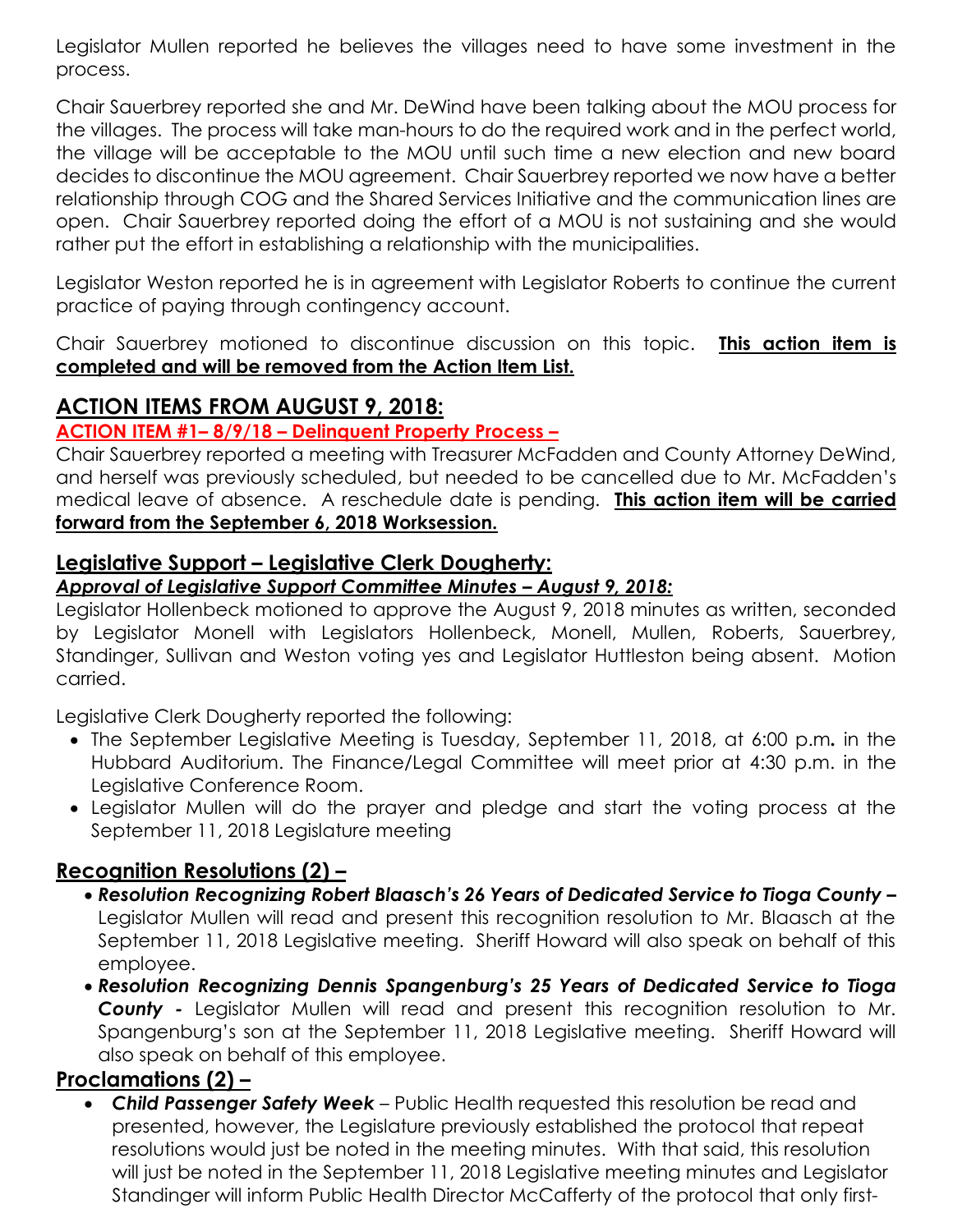Legislator Mullen reported he believes the villages need to have some investment in the process.

Chair Sauerbrey reported she and Mr. DeWind have been talking about the MOU process for the villages. The process will take man-hours to do the required work and in the perfect world, the village will be acceptable to the MOU until such time a new election and new board decides to discontinue the MOU agreement. Chair Sauerbrey reported we now have a better relationship through COG and the Shared Services Initiative and the communication lines are open. Chair Sauerbrey reported doing the effort of a MOU is not sustaining and she would rather put the effort in establishing a relationship with the municipalities.

Legislator Weston reported he is in agreement with Legislator Roberts to continue the current practice of paying through contingency account.

Chair Sauerbrey motioned to discontinue discussion on this topic. **This action item is completed and will be removed from the Action Item List.**

## ACTION ITEMS FROM AUGUST 9, 2018:

**ACTION ITEM #1– 8/9/18 – Delinquent Property Process –**

Chair Sauerbrey reported a meeting with Treasurer McFadden and County Attorney DeWind, and herself was previously scheduled, but needed to be cancelled due to Mr. McFadden's medical leave of absence. A reschedule date is pending. **This action item will be carried forward from the September 6, 2018 Worksession.**

## Legislative Support – Legislative Clerk Dougherty:

***Approval of Legislative Support Committee Minutes – August 9, 2018:***

Legislator Hollenbeck motioned to approve the August 9, 2018 minutes as written, seconded by Legislator Monell with Legislators Hollenbeck, Monell, Mullen, Roberts, Sauerbrey, Standinger, Sullivan and Weston voting yes and Legislator Huttleston being absent. Motion carried.

Legislative Clerk Dougherty reported the following:

- The September Legislative Meeting is Tuesday, September 11, 2018, at 6:00 p.m**.** in the Hubbard Auditorium. The Finance/Legal Committee will meet prior at 4:30 p.m. in the Legislative Conference Room.
- Legislator Mullen will do the prayer and pledge and start the voting process at the September 11, 2018 Legislature meeting

## Recognition Resolutions (2) –

- ***Resolution Recognizing Robert Blaasch's 26 Years of Dedicated Service to Tioga County –*** Legislator Mullen will read and present this recognition resolution to Mr. Blaasch at the September 11, 2018 Legislative meeting. Sheriff Howard will also speak on behalf of this employee.
- ***Resolution Recognizing Dennis Spangenburg's 25 Years of Dedicated Service to Tioga County -*** Legislator Mullen will read and present this recognition resolution to Mr. Spangenburg's son at the September 11, 2018 Legislative meeting. Sheriff Howard will also speak on behalf of this employee.

## Proclamations (2) –

- ***Child Passenger Safety Week*** – Public Health requested this resolution be read and presented, however, the Legislature previously established the protocol that repeat resolutions would just be noted in the meeting minutes. With that said, this resolution will just be noted in the September 11, 2018 Legislative meeting minutes and Legislator Standinger will inform Public Health Director McCafferty of the protocol that only first-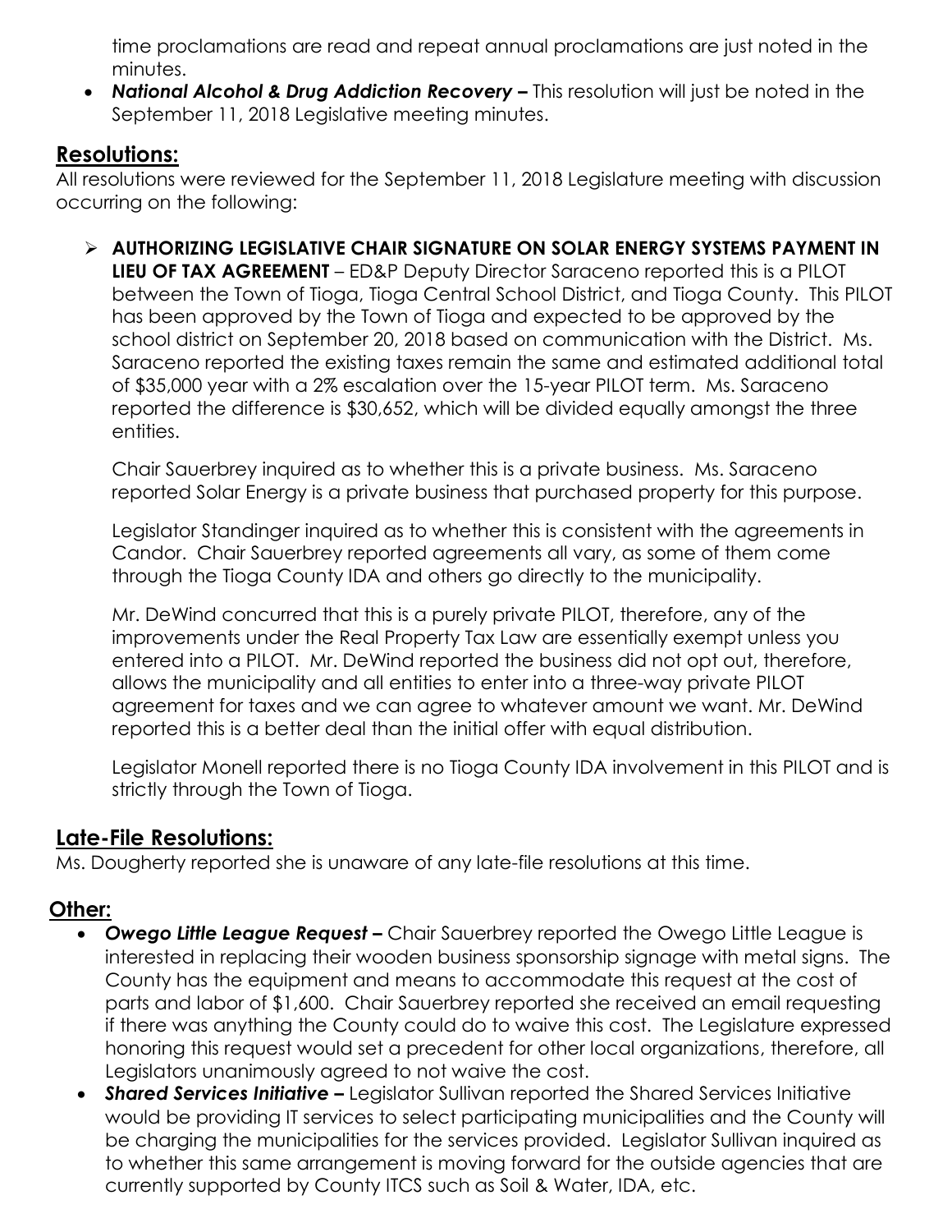time proclamations are read and repeat annual proclamations are just noted in the minutes.

- ***National Alcohol & Drug Addiction Recovery –*** This resolution will just be noted in the September 11, 2018 Legislative meeting minutes.

## Resolutions:

All resolutions were reviewed for the September 11, 2018 Legislature meeting with discussion occurring on the following:

- **AUTHORIZING LEGISLATIVE CHAIR SIGNATURE ON SOLAR ENERGY SYSTEMS PAYMENT IN LIEU OF TAX AGREEMENT** – ED&P Deputy Director Saraceno reported this is a PILOT between the Town of Tioga, Tioga Central School District, and Tioga County. This PILOT has been approved by the Town of Tioga and expected to be approved by the school district on September 20, 2018 based on communication with the District. Ms. Saraceno reported the existing taxes remain the same and estimated additional total of $35,000 year with a 2% escalation over the 15-year PILOT term. Ms. Saraceno reported the difference is $30,652, which will be divided equally amongst the three entities.

  Chair Sauerbrey inquired as to whether this is a private business. Ms. Saraceno reported Solar Energy is a private business that purchased property for this purpose.

  Legislator Standinger inquired as to whether this is consistent with the agreements in Candor. Chair Sauerbrey reported agreements all vary, as some of them come through the Tioga County IDA and others go directly to the municipality.

  Mr. DeWind concurred that this is a purely private PILOT, therefore, any of the improvements under the Real Property Tax Law are essentially exempt unless you entered into a PILOT. Mr. DeWind reported the business did not opt out, therefore, allows the municipality and all entities to enter into a three-way private PILOT agreement for taxes and we can agree to whatever amount we want. Mr. DeWind reported this is a better deal than the initial offer with equal distribution.

  Legislator Monell reported there is no Tioga County IDA involvement in this PILOT and is strictly through the Town of Tioga.

## Late-File Resolutions:

Ms. Dougherty reported she is unaware of any late-file resolutions at this time.

## Other:

- ***Owego Little League Request –*** Chair Sauerbrey reported the Owego Little League is interested in replacing their wooden business sponsorship signage with metal signs. The County has the equipment and means to accommodate this request at the cost of parts and labor of $1,600. Chair Sauerbrey reported she received an email requesting if there was anything the County could do to waive this cost. The Legislature expressed honoring this request would set a precedent for other local organizations, therefore, all Legislators unanimously agreed to not waive the cost.
- ***Shared Services Initiative –*** Legislator Sullivan reported the Shared Services Initiative would be providing IT services to select participating municipalities and the County will be charging the municipalities for the services provided. Legislator Sullivan inquired as to whether this same arrangement is moving forward for the outside agencies that are currently supported by County ITCS such as Soil & Water, IDA, etc.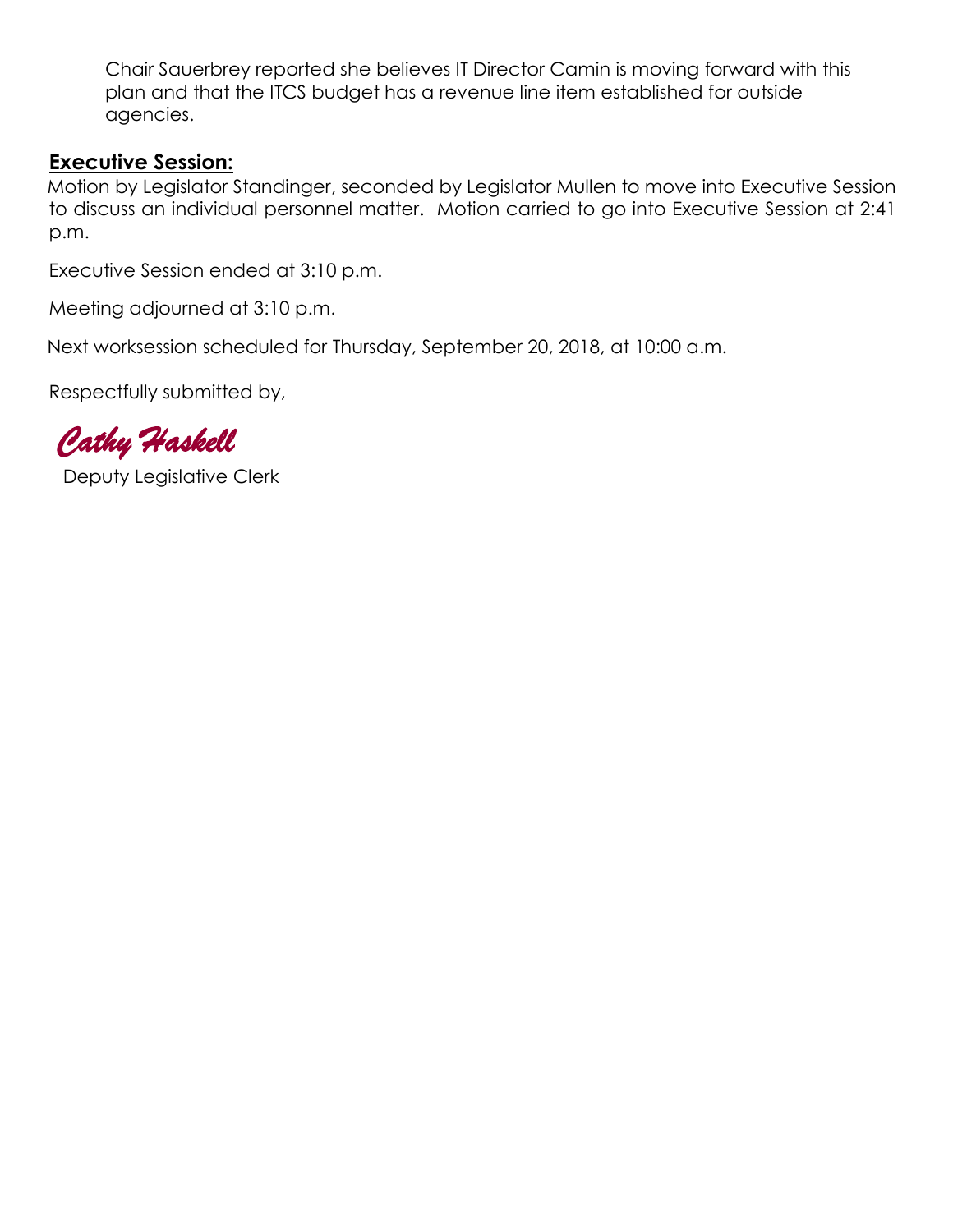Chair Sauerbrey reported she believes IT Director Camin is moving forward with this plan and that the ITCS budget has a revenue line item established for outside agencies.

## Executive Session:

Motion by Legislator Standinger, seconded by Legislator Mullen to move into Executive Session to discuss an individual personnel matter. Motion carried to go into Executive Session at 2:41 p.m.

Executive Session ended at 3:10 p.m.

Meeting adjourned at 3:10 p.m.

Next worksession scheduled for Thursday, September 20, 2018, at 10:00 a.m.

Respectfully submitted by,

*Cathy Haskell*

Deputy Legislative Clerk